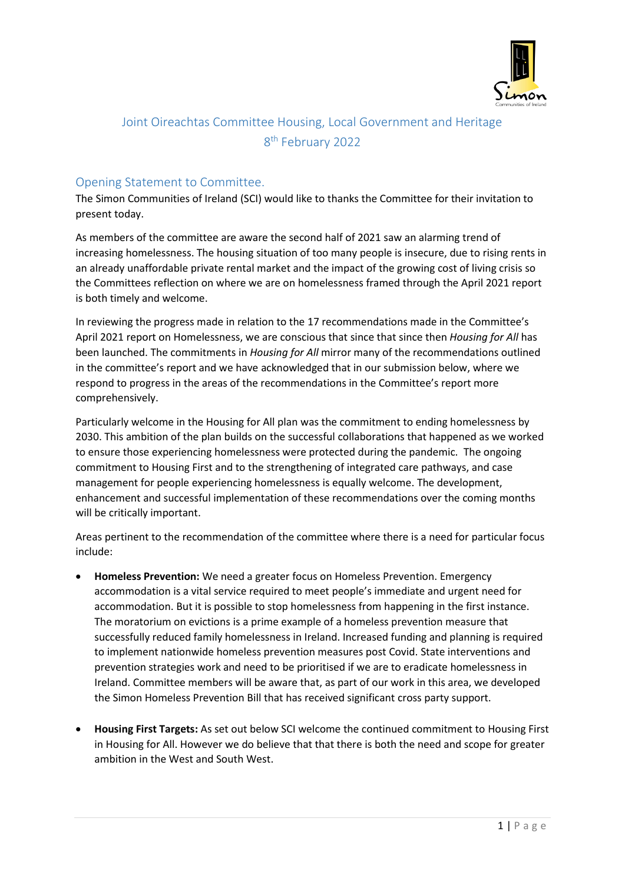# Joint Oireachtas Committee Housing, Local Government and Heritage

8th February 2022

## Opening Statement to Committee.

The Simon Communities of Ireland (SCI) would like to thanks the Committee for their invitation to present today.

As members of the committee are aware the second half of 2021 saw an alarming trend of increasing homelessness. The housing situation of too many people is insecure, due to rising rents in an already unaffordable private rental market and the impact of the growing cost of living crisis so the Committees reflection on where we are on homelessness framed through the April 2021 report is both timely and welcome.

In reviewing the progress made in relation to the 17 recommendations made in the Committee's April 2021 report on Homelessness, we are conscious that since that since then *Housing for All* has been launched. The commitments in *Housing for All* mirror many of the recommendations outlined in the committee's report and we have acknowledged that in our submission below, where we respond to progress in the areas of the recommendations in the Committee's report more comprehensively.

Particularly welcome in the Housing for All plan was the commitment to ending homelessness by 2030. This ambition of the plan builds on the successful collaborations that happened as we worked to ensure those experiencing homelessness were protected during the pandemic. The ongoing commitment to Housing First and to the strengthening of integrated care pathways, and case management for people experiencing homelessness is equally welcome. The development, enhancement and successful implementation of these recommendations over the coming months will be critically important.

Areas pertinent to the recommendation of the committee where there is a need for particular focus include:

- **Homeless Prevention:** We need a greater focus on Homeless Prevention. Emergency accommodation is a vital service required to meet people's immediate and urgent need for accommodation. But it is possible to stop homelessness from happening in the first instance. The moratorium on evictions is a prime example of a homeless prevention measure that successfully reduced family homelessness in Ireland. Increased funding and planning is required to implement nationwide homeless prevention measures post Covid. State interventions and prevention strategies work and need to be prioritised if we are to eradicate homelessness in Ireland. Committee members will be aware that, as part of our work in this area, we developed the Simon Homeless Prevention Bill that has received significant cross party support.

- **Housing First Targets:** As set out below SCI welcome the continued commitment to Housing First in Housing for All. However we do believe that that there is both the need and scope for greater ambition in the West and South West.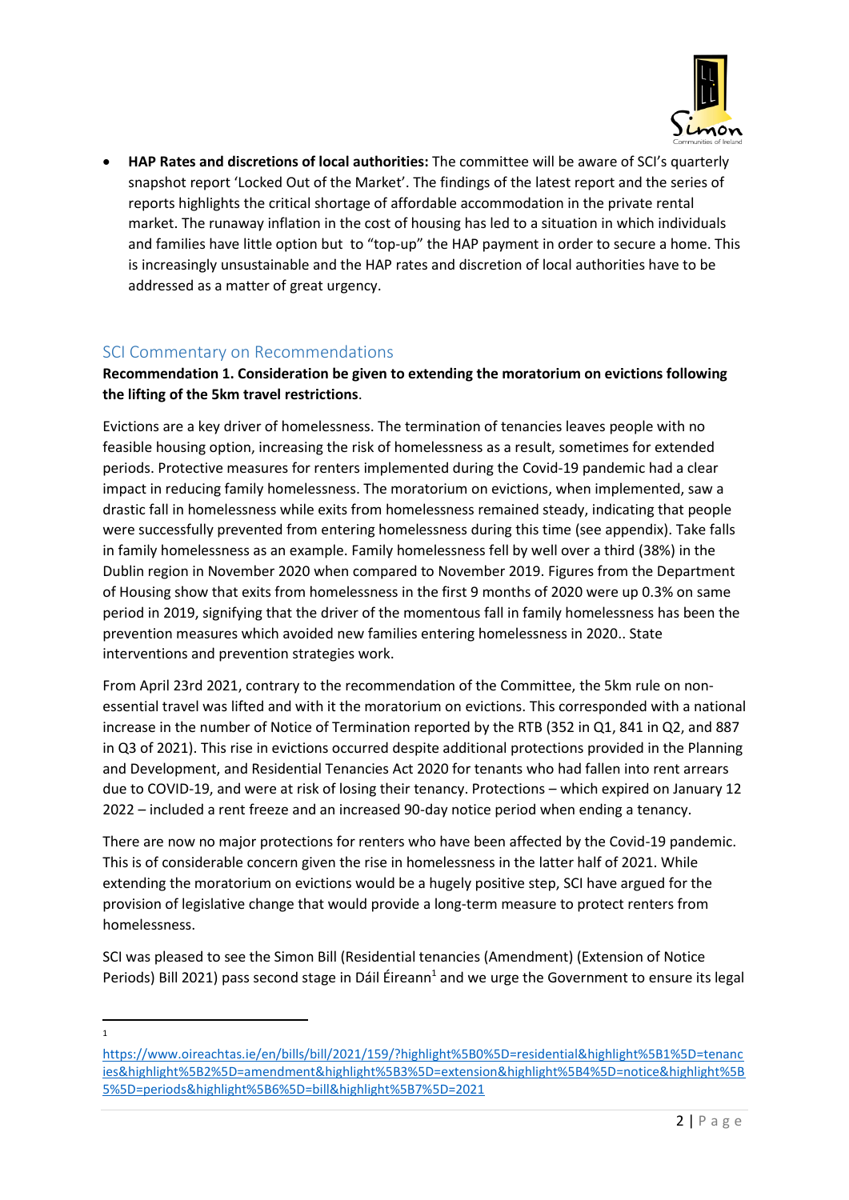- **HAP Rates and discretions of local authorities:** The committee will be aware of SCI's quarterly snapshot report 'Locked Out of the Market'. The findings of the latest report and the series of reports highlights the critical shortage of affordable accommodation in the private rental market. The runaway inflation in the cost of housing has led to a situation in which individuals and families have little option but to "top-up" the HAP payment in order to secure a home. This is increasingly unsustainable and the HAP rates and discretion of local authorities have to be addressed as a matter of great urgency.

## SCI Commentary on Recommendations

**Recommendation 1. Consideration be given to extending the moratorium on evictions following the lifting of the 5km travel restrictions**.

Evictions are a key driver of homelessness. The termination of tenancies leaves people with no feasible housing option, increasing the risk of homelessness as a result, sometimes for extended periods. Protective measures for renters implemented during the Covid-19 pandemic had a clear impact in reducing family homelessness. The moratorium on evictions, when implemented, saw a drastic fall in homelessness while exits from homelessness remained steady, indicating that people were successfully prevented from entering homelessness during this time (see appendix). Take falls in family homelessness as an example. Family homelessness fell by well over a third (38%) in the Dublin region in November 2020 when compared to November 2019. Figures from the Department of Housing show that exits from homelessness in the first 9 months of 2020 were up 0.3% on same period in 2019, signifying that the driver of the momentous fall in family homelessness has been the prevention measures which avoided new families entering homelessness in 2020.. State interventions and prevention strategies work.

From April 23rd 2021, contrary to the recommendation of the Committee, the 5km rule on non-essential travel was lifted and with it the moratorium on evictions. This corresponded with a national increase in the number of Notice of Termination reported by the RTB (352 in Q1, 841 in Q2, and 887 in Q3 of 2021). This rise in evictions occurred despite additional protections provided in the Planning and Development, and Residential Tenancies Act 2020 for tenants who had fallen into rent arrears due to COVID-19, and were at risk of losing their tenancy. Protections – which expired on January 12 2022 – included a rent freeze and an increased 90-day notice period when ending a tenancy.

There are now no major protections for renters who have been affected by the Covid-19 pandemic. This is of considerable concern given the rise in homelessness in the latter half of 2021. While extending the moratorium on evictions would be a hugely positive step, SCI have argued for the provision of legislative change that would provide a long-term measure to protect renters from homelessness.

SCI was pleased to see the Simon Bill (Residential tenancies (Amendment) (Extension of Notice Periods) Bill 2021) pass second stage in Dáil Éireann[1] and we urge the Government to ensure its legal

---

[1] https://www.oireachtas.ie/en/bills/bill/2021/159/?highlight%5B0%5D=residential&highlight%5B1%5D=tenancies&highlight%5B2%5D=amendment&highlight%5B3%5D=extension&highlight%5B4%5D=notice&highlight%5B5%5D=periods&highlight%5B6%5D=bill&highlight%5B7%5D=2021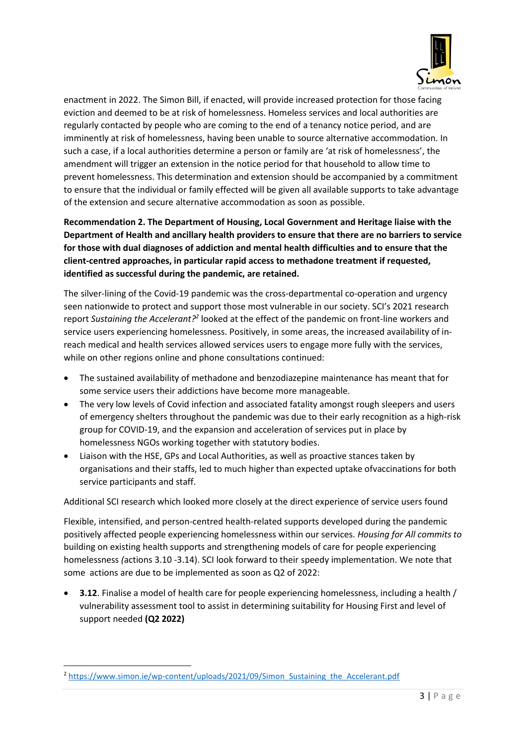enactment in 2022. The Simon Bill, if enacted, will provide increased protection for those facing eviction and deemed to be at risk of homelessness. Homeless services and local authorities are regularly contacted by people who are coming to the end of a tenancy notice period, and are imminently at risk of homelessness, having been unable to source alternative accommodation. In such a case, if a local authorities determine a person or family are 'at risk of homelessness', the amendment will trigger an extension in the notice period for that household to allow time to prevent homelessness. This determination and extension should be accompanied by a commitment to ensure that the individual or family effected will be given all available supports to take advantage of the extension and secure alternative accommodation as soon as possible.

**Recommendation 2. The Department of Housing, Local Government and Heritage liaise with the Department of Health and ancillary health providers to ensure that there are no barriers to service for those with dual diagnoses of addiction and mental health difficulties and to ensure that the client-centred approaches, in particular rapid access to methadone treatment if requested, identified as successful during the pandemic, are retained.**

The silver-lining of the Covid-19 pandemic was the cross-departmental co-operation and urgency seen nationwide to protect and support those most vulnerable in our society. SCI's 2021 research report *Sustaining the Accelerant?*[2] looked at the effect of the pandemic on front-line workers and service users experiencing homelessness. Positively, in some areas, the increased availability of in-reach medical and health services allowed services users to engage more fully with the services, while on other regions online and phone consultations continued:

- The sustained availability of methadone and benzodiazepine maintenance has meant that for some service users their addictions have become more manageable.
- The very low levels of Covid infection and associated fatality amongst rough sleepers and users of emergency shelters throughout the pandemic was due to their early recognition as a high-risk group for COVID-19, and the expansion and acceleration of services put in place by homelessness NGOs working together with statutory bodies.
- Liaison with the HSE, GPs and Local Authorities, as well as proactive stances taken by organisations and their staffs, led to much higher than expected uptake ofvaccinations for both service participants and staff.

Additional SCI research which looked more closely at the direct experience of service users found

Flexible, intensified, and person-centred health-related supports developed during the pandemic positively affected people experiencing homelessness within our services. *Housing for All commits to* building on existing health supports and strengthening models of care for people experiencing homelessness *(*actions 3.10 -3.14). SCI look forward to their speedy implementation. We note that some actions are due to be implemented as soon as Q2 of 2022:

- **3.12**. Finalise a model of health care for people experiencing homelessness, including a health / vulnerability assessment tool to assist in determining suitability for Housing First and level of support needed **(Q2 2022)**

[2] https://www.simon.ie/wp-content/uploads/2021/09/Simon_Sustaining_the_Accelerant.pdf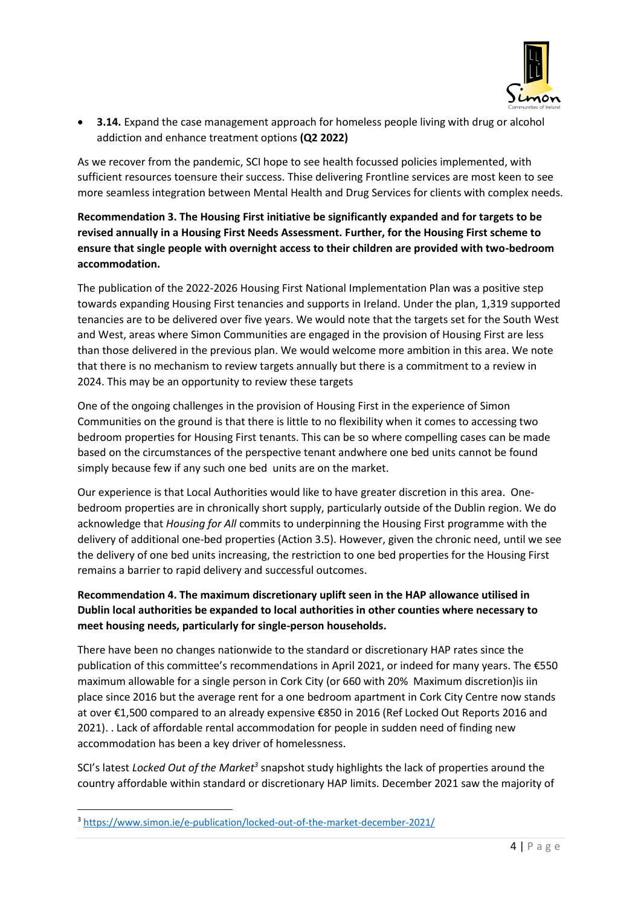- **3.14.** Expand the case management approach for homeless people living with drug or alcohol addiction and enhance treatment options **(Q2 2022)**

As we recover from the pandemic, SCI hope to see health focussed policies implemented, with sufficient resources toensure their success. Thise delivering Frontline services are most keen to see more seamless integration between Mental Health and Drug Services for clients with complex needs.

**Recommendation 3. The Housing First initiative be significantly expanded and for targets to be revised annually in a Housing First Needs Assessment. Further, for the Housing First scheme to ensure that single people with overnight access to their children are provided with two-bedroom accommodation.**

The publication of the 2022-2026 Housing First National Implementation Plan was a positive step towards expanding Housing First tenancies and supports in Ireland. Under the plan, 1,319 supported tenancies are to be delivered over five years. We would note that the targets set for the South West and West, areas where Simon Communities are engaged in the provision of Housing First are less than those delivered in the previous plan. We would welcome more ambition in this area. We note that there is no mechanism to review targets annually but there is a commitment to a review in 2024. This may be an opportunity to review these targets

One of the ongoing challenges in the provision of Housing First in the experience of Simon Communities on the ground is that there is little to no flexibility when it comes to accessing two bedroom properties for Housing First tenants. This can be so where compelling cases can be made based on the circumstances of the perspective tenant andwhere one bed units cannot be found simply because few if any such one bed units are on the market.

Our experience is that Local Authorities would like to have greater discretion in this area. One-bedroom properties are in chronically short supply, particularly outside of the Dublin region. We do acknowledge that *Housing for All* commits to underpinning the Housing First programme with the delivery of additional one-bed properties (Action 3.5). However, given the chronic need, until we see the delivery of one bed units increasing, the restriction to one bed properties for the Housing First remains a barrier to rapid delivery and successful outcomes.

**Recommendation 4. The maximum discretionary uplift seen in the HAP allowance utilised in Dublin local authorities be expanded to local authorities in other counties where necessary to meet housing needs, particularly for single-person households.**

There have been no changes nationwide to the standard or discretionary HAP rates since the publication of this committee's recommendations in April 2021, or indeed for many years. The €550 maximum allowable for a single person in Cork City (or 660 with 20% Maximum discretion)is iin place since 2016 but the average rent for a one bedroom apartment in Cork City Centre now stands at over €1,500 compared to an already expensive €850 in 2016 (Ref Locked Out Reports 2016 and 2021). . Lack of affordable rental accommodation for people in sudden need of finding new accommodation has been a key driver of homelessness.

SCI's latest *Locked Out of the Market*[3] snapshot study highlights the lack of properties around the country affordable within standard or discretionary HAP limits. December 2021 saw the majority of

[3] https://www.simon.ie/e-publication/locked-out-of-the-market-december-2021/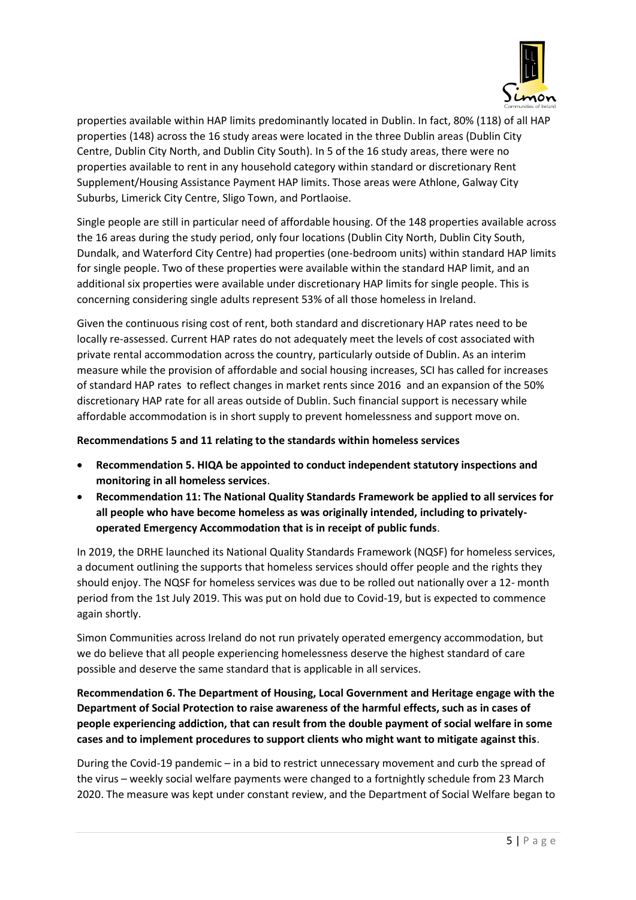properties available within HAP limits predominantly located in Dublin. In fact, 80% (118) of all HAP properties (148) across the 16 study areas were located in the three Dublin areas (Dublin City Centre, Dublin City North, and Dublin City South). In 5 of the 16 study areas, there were no properties available to rent in any household category within standard or discretionary Rent Supplement/Housing Assistance Payment HAP limits. Those areas were Athlone, Galway City Suburbs, Limerick City Centre, Sligo Town, and Portlaoise.

Single people are still in particular need of affordable housing. Of the 148 properties available across the 16 areas during the study period, only four locations (Dublin City North, Dublin City South, Dundalk, and Waterford City Centre) had properties (one-bedroom units) within standard HAP limits for single people. Two of these properties were available within the standard HAP limit, and an additional six properties were available under discretionary HAP limits for single people. This is concerning considering single adults represent 53% of all those homeless in Ireland.

Given the continuous rising cost of rent, both standard and discretionary HAP rates need to be locally re-assessed. Current HAP rates do not adequately meet the levels of cost associated with private rental accommodation across the country, particularly outside of Dublin. As an interim measure while the provision of affordable and social housing increases, SCI has called for increases of standard HAP rates to reflect changes in market rents since 2016 and an expansion of the 50% discretionary HAP rate for all areas outside of Dublin. Such financial support is necessary while affordable accommodation is in short supply to prevent homelessness and support move on.

**Recommendations 5 and 11 relating to the standards within homeless services**

- **Recommendation 5. HIQA be appointed to conduct independent statutory inspections and monitoring in all homeless services**.
- **Recommendation 11: The National Quality Standards Framework be applied to all services for all people who have become homeless as was originally intended, including to privately-operated Emergency Accommodation that is in receipt of public funds**.

In 2019, the DRHE launched its National Quality Standards Framework (NQSF) for homeless services, a document outlining the supports that homeless services should offer people and the rights they should enjoy. The NQSF for homeless services was due to be rolled out nationally over a 12- month period from the 1st July 2019. This was put on hold due to Covid-19, but is expected to commence again shortly.

Simon Communities across Ireland do not run privately operated emergency accommodation, but we do believe that all people experiencing homelessness deserve the highest standard of care possible and deserve the same standard that is applicable in all services.

**Recommendation 6. The Department of Housing, Local Government and Heritage engage with the Department of Social Protection to raise awareness of the harmful effects, such as in cases of people experiencing addiction, that can result from the double payment of social welfare in some cases and to implement procedures to support clients who might want to mitigate against this**.

During the Covid-19 pandemic – in a bid to restrict unnecessary movement and curb the spread of the virus – weekly social welfare payments were changed to a fortnightly schedule from 23 March 2020. The measure was kept under constant review, and the Department of Social Welfare began to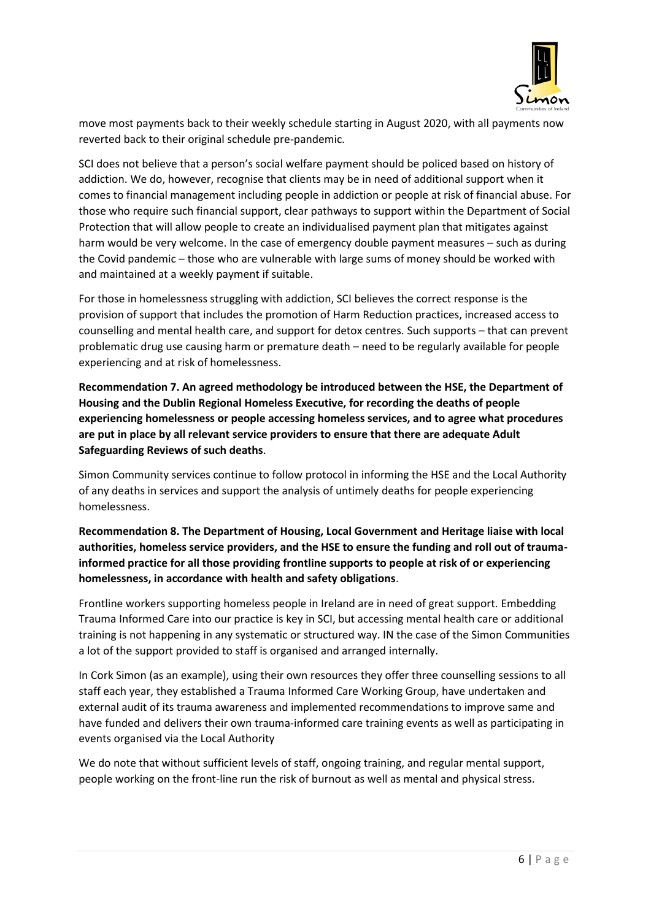move most payments back to their weekly schedule starting in August 2020, with all payments now reverted back to their original schedule pre-pandemic.

SCI does not believe that a person's social welfare payment should be policed based on history of addiction. We do, however, recognise that clients may be in need of additional support when it comes to financial management including people in addiction or people at risk of financial abuse. For those who require such financial support, clear pathways to support within the Department of Social Protection that will allow people to create an individualised payment plan that mitigates against harm would be very welcome. In the case of emergency double payment measures – such as during the Covid pandemic – those who are vulnerable with large sums of money should be worked with and maintained at a weekly payment if suitable.

For those in homelessness struggling with addiction, SCI believes the correct response is the provision of support that includes the promotion of Harm Reduction practices, increased access to counselling and mental health care, and support for detox centres. Such supports – that can prevent problematic drug use causing harm or premature death – need to be regularly available for people experiencing and at risk of homelessness.

**Recommendation 7. An agreed methodology be introduced between the HSE, the Department of Housing and the Dublin Regional Homeless Executive, for recording the deaths of people experiencing homelessness or people accessing homeless services, and to agree what procedures are put in place by all relevant service providers to ensure that there are adequate Adult Safeguarding Reviews of such deaths**.

Simon Community services continue to follow protocol in informing the HSE and the Local Authority of any deaths in services and support the analysis of untimely deaths for people experiencing homelessness.

**Recommendation 8. The Department of Housing, Local Government and Heritage liaise with local authorities, homeless service providers, and the HSE to ensure the funding and roll out of trauma-informed practice for all those providing frontline supports to people at risk of or experiencing homelessness, in accordance with health and safety obligations**.

Frontline workers supporting homeless people in Ireland are in need of great support. Embedding Trauma Informed Care into our practice is key in SCI, but accessing mental health care or additional training is not happening in any systematic or structured way. IN the case of the Simon Communities a lot of the support provided to staff is organised and arranged internally.

In Cork Simon (as an example), using their own resources they offer three counselling sessions to all staff each year, they established a Trauma Informed Care Working Group, have undertaken and external audit of its trauma awareness and implemented recommendations to improve same and have funded and delivers their own trauma-informed care training events as well as participating in events organised via the Local Authority

We do note that without sufficient levels of staff, ongoing training, and regular mental support, people working on the front-line run the risk of burnout as well as mental and physical stress.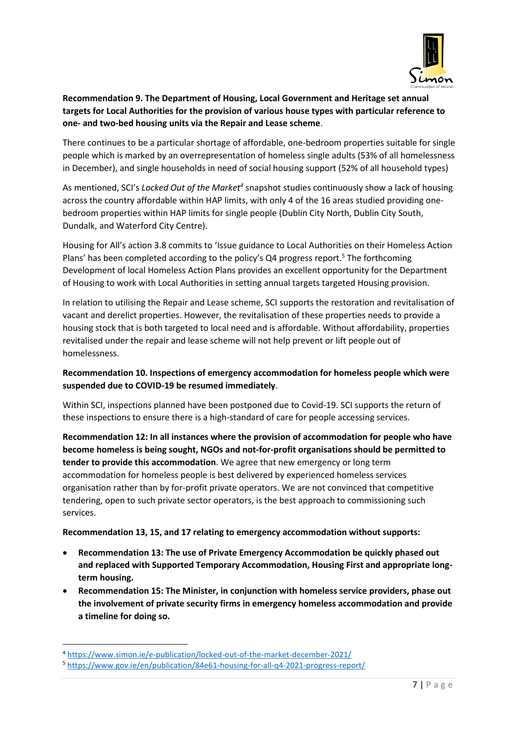**Recommendation 9. The Department of Housing, Local Government and Heritage set annual targets for Local Authorities for the provision of various house types with particular reference to one- and two-bed housing units via the Repair and Lease scheme**.

There continues to be a particular shortage of affordable, one-bedroom properties suitable for single people which is marked by an overrepresentation of homeless single adults (53% of all homelessness in December), and single households in need of social housing support (52% of all household types)

As mentioned, SCI's *Locked Out of the Market*[4] snapshot studies continuously show a lack of housing across the country affordable within HAP limits, with only 4 of the 16 areas studied providing one-bedroom properties within HAP limits for single people (Dublin City North, Dublin City South, Dundalk, and Waterford City Centre).

Housing for All's action 3.8 commits to 'Issue guidance to Local Authorities on their Homeless Action Plans' has been completed according to the policy's Q4 progress report.[5] The forthcoming Development of local Homeless Action Plans provides an excellent opportunity for the Department of Housing to work with Local Authorities in setting annual targets targeted Housing provision.

In relation to utilising the Repair and Lease scheme, SCI supports the restoration and revitalisation of vacant and derelict properties. However, the revitalisation of these properties needs to provide a housing stock that is both targeted to local need and is affordable. Without affordability, properties revitalised under the repair and lease scheme will not help prevent or lift people out of homelessness.

**Recommendation 10. Inspections of emergency accommodation for homeless people which were suspended due to COVID-19 be resumed immediately**.

Within SCI, inspections planned have been postponed due to Covid-19. SCI supports the return of these inspections to ensure there is a high-standard of care for people accessing services.

**Recommendation 12: In all instances where the provision of accommodation for people who have become homeless is being sought, NGOs and not-for-profit organisations should be permitted to tender to provide this accommodation**. We agree that new emergency or long term accommodation for homeless people is best delivered by experienced homeless services organisation rather than by for-profit private operators. We are not convinced that competitive tendering, open to such private sector operators, is the best approach to commissioning such services.

**Recommendation 13, 15, and 17 relating to emergency accommodation without supports:**

- **Recommendation 13: The use of Private Emergency Accommodation be quickly phased out and replaced with Supported Temporary Accommodation, Housing First and appropriate long-term housing.**
- **Recommendation 15: The Minister, in conjunction with homeless service providers, phase out the involvement of private security firms in emergency homeless accommodation and provide a timeline for doing so.**

---

[4] https://www.simon.ie/e-publication/locked-out-of-the-market-december-2021/

[5] https://www.gov.ie/en/publication/84e61-housing-for-all-q4-2021-progress-report/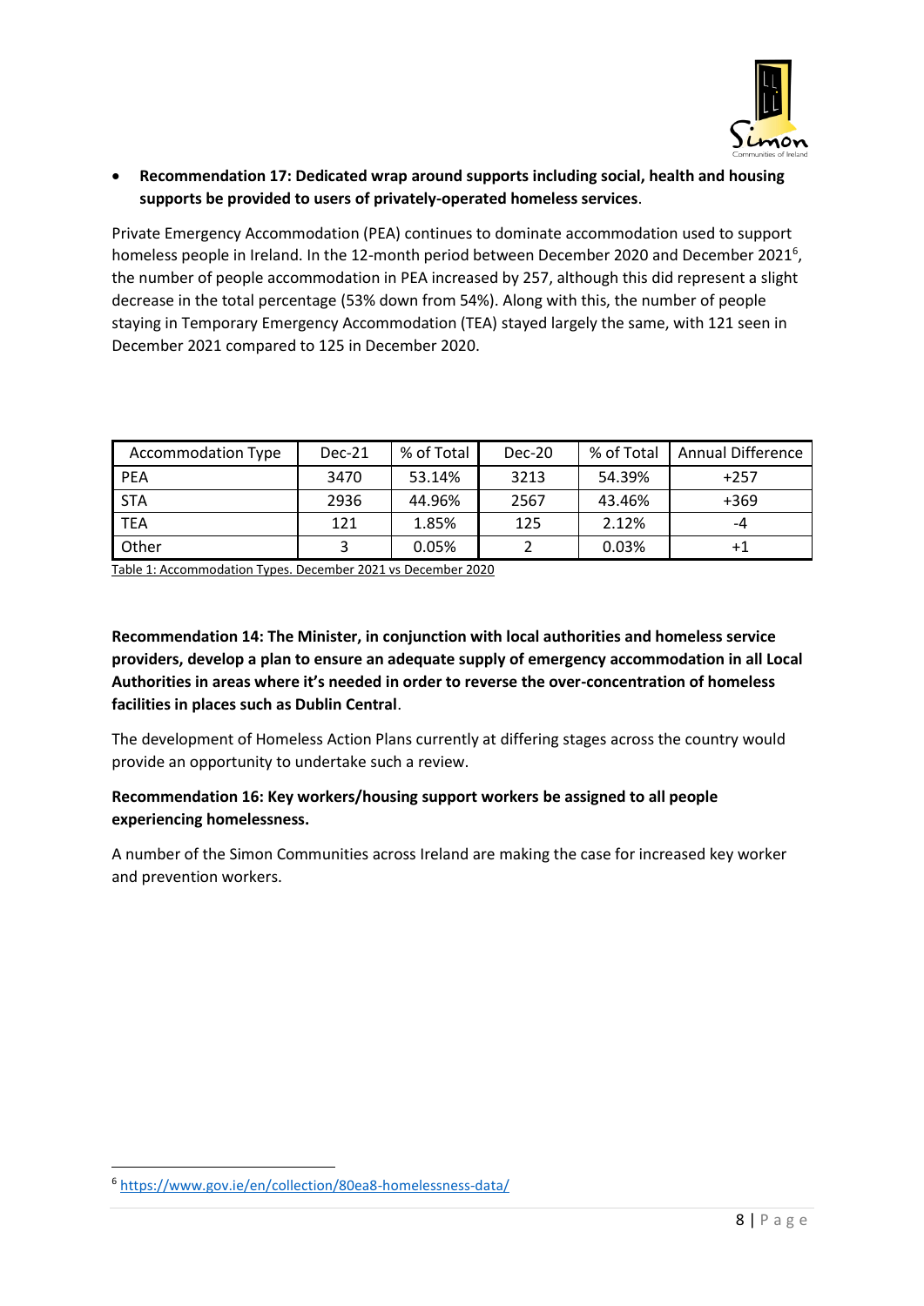- **Recommendation 17: Dedicated wrap around supports including social, health and housing supports be provided to users of privately-operated homeless services**.

Private Emergency Accommodation (PEA) continues to dominate accommodation used to support homeless people in Ireland. In the 12-month period between December 2020 and December 2021[6], the number of people accommodation in PEA increased by 257, although this did represent a slight decrease in the total percentage (53% down from 54%). Along with this, the number of people staying in Temporary Emergency Accommodation (TEA) stayed largely the same, with 121 seen in December 2021 compared to 125 in December 2020.

| Accommodation Type | Dec-21 | % of Total | Dec-20 | % of Total | Annual Difference |
|---|---|---|---|---|---|
| PEA | 3470 | 53.14% | 3213 | 54.39% | +257 |
| STA | 2936 | 44.96% | 2567 | 43.46% | +369 |
| TEA | 121 | 1.85% | 125 | 2.12% | -4 |
| Other | 3 | 0.05% | 2 | 0.03% | +1 |

Table 1: Accommodation Types. December 2021 vs December 2020

**Recommendation 14: The Minister, in conjunction with local authorities and homeless service providers, develop a plan to ensure an adequate supply of emergency accommodation in all Local Authorities in areas where it's needed in order to reverse the over-concentration of homeless facilities in places such as Dublin Central**.

The development of Homeless Action Plans currently at differing stages across the country would provide an opportunity to undertake such a review.

**Recommendation 16: Key workers/housing support workers be assigned to all people experiencing homelessness.**

A number of the Simon Communities across Ireland are making the case for increased key worker and prevention workers.

[6] https://www.gov.ie/en/collection/80ea8-homelessness-data/